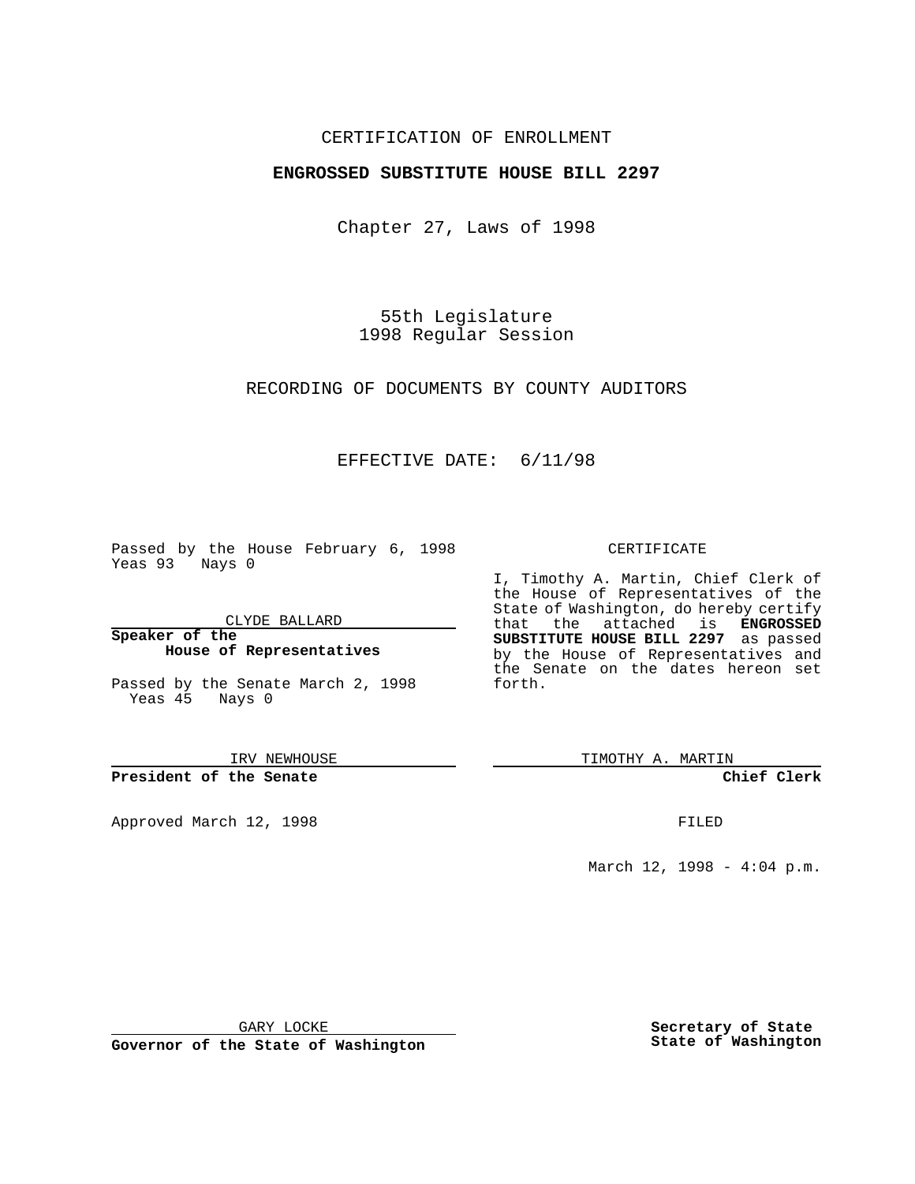CERTIFICATION OF ENROLLMENT

**ENGROSSED SUBSTITUTE HOUSE BILL 2297**

Chapter 27, Laws of 1998

55th Legislature
1998 Regular Session

RECORDING OF DOCUMENTS BY COUNTY AUDITORS

EFFECTIVE DATE: 6/11/98

Passed by the House February 6, 1998
Yeas 93 Nays 0

CLYDE BALLARD
**Speaker of the House of Representatives**

Passed by the Senate March 2, 1998
Yeas 45 Nays 0

IRV NEWHOUSE
**President of the Senate**

Approved March 12, 1998

GARY LOCKE
**Governor of the State of Washington**

CERTIFICATE

I, Timothy A. Martin, Chief Clerk of the House of Representatives of the State of Washington, do hereby certify that the attached is **ENGROSSED SUBSTITUTE HOUSE BILL 2297** as passed by the House of Representatives and the Senate on the dates hereon set forth.

TIMOTHY A. MARTIN
**Chief Clerk**

FILED

March 12, 1998 - 4:04 p.m.

**Secretary of State**
**State of Washington**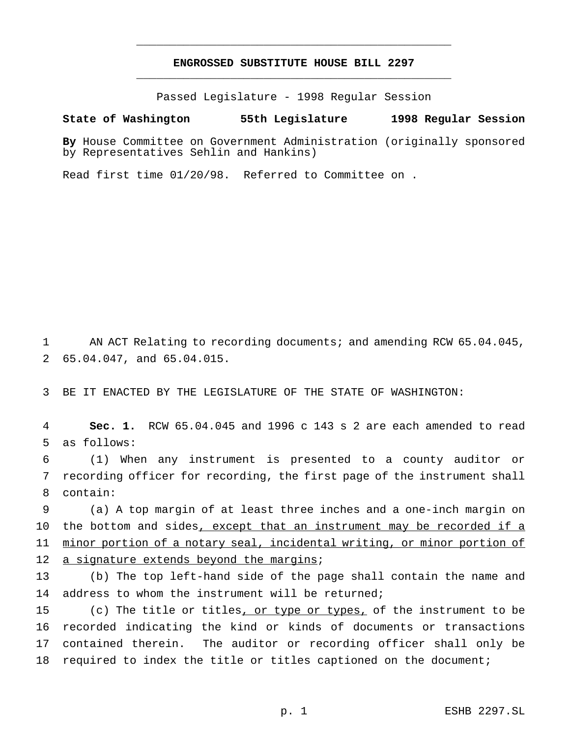**ENGROSSED SUBSTITUTE HOUSE BILL 2297**

Passed Legislature - 1998 Regular Session

**State of Washington 55th Legislature 1998 Regular Session**

**By** House Committee on Government Administration (originally sponsored by Representatives Sehlin and Hankins)

Read first time 01/20/98. Referred to Committee on .

AN ACT Relating to recording documents; and amending RCW 65.04.045, 65.04.047, and 65.04.015.

BE IT ENACTED BY THE LEGISLATURE OF THE STATE OF WASHINGTON:

**Sec. 1.** RCW 65.04.045 and 1996 c 143 s 2 are each amended to read as follows:

(1) When any instrument is presented to a county auditor or recording officer for recording, the first page of the instrument shall contain:

(a) A top margin of at least three inches and a one-inch margin on the bottom and sides<u>, except that an instrument may be recorded if a minor portion of a notary seal, incidental writing, or minor portion of a signature extends beyond the margins</u>;

(b) The top left-hand side of the page shall contain the name and address to whom the instrument will be returned;

(c) The title or titles<u>, or type or types,</u> of the instrument to be recorded indicating the kind or kinds of documents or transactions contained therein. The auditor or recording officer shall only be required to index the title or titles captioned on the document;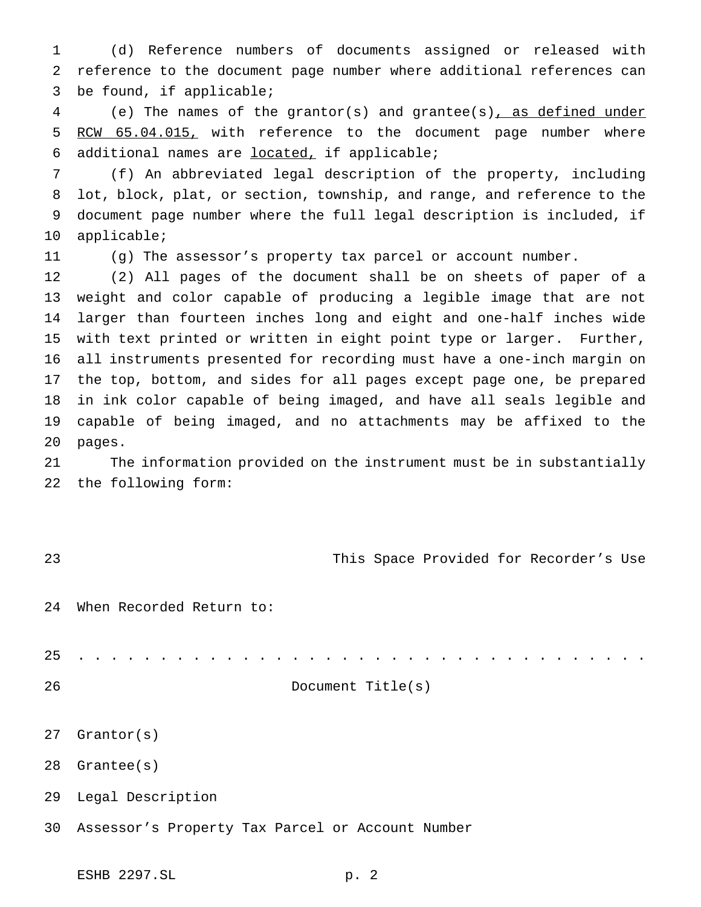(d) Reference numbers of documents assigned or released with reference to the document page number where additional references can be found, if applicable;

(e) The names of the grantor(s) and grantee(s)<u>, as defined under RCW 65.04.015,</u> with reference to the document page number where additional names are <u>located,</u> if applicable;

(f) An abbreviated legal description of the property, including lot, block, plat, or section, township, and range, and reference to the document page number where the full legal description is included, if applicable;

(g) The assessor's property tax parcel or account number.

(2) All pages of the document shall be on sheets of paper of a weight and color capable of producing a legible image that are not larger than fourteen inches long and eight and one-half inches wide with text printed or written in eight point type or larger. Further, all instruments presented for recording must have a one-inch margin on the top, bottom, and sides for all pages except page one, be prepared in ink color capable of being imaged, and have all seals legible and capable of being imaged, and no attachments may be affixed to the pages.

The information provided on the instrument must be in substantially the following form:

This Space Provided for Recorder's Use

When Recorded Return to:

. . . . . . . . . . . . . . . . . . . . . . . . . . . . . . . . . . .

Document Title(s)

Grantor(s)

Grantee(s)

Legal Description

Assessor's Property Tax Parcel or Account Number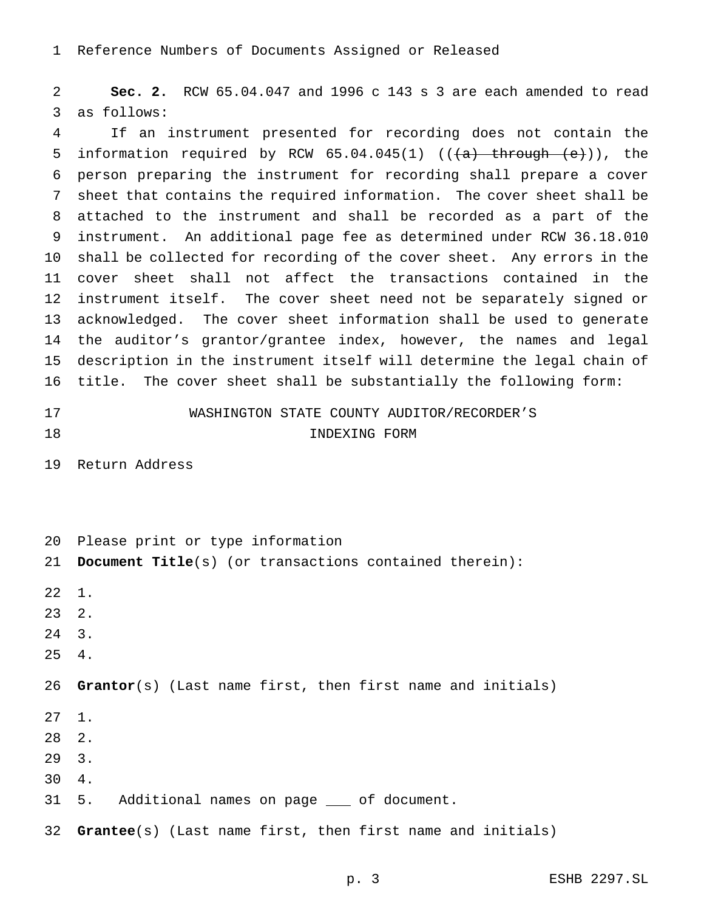Reference Numbers of Documents Assigned or Released

**Sec. 2.** RCW 65.04.047 and 1996 c 143 s 3 are each amended to read as follows:

If an instrument presented for recording does not contain the information required by RCW 65.04.045(1) ((~~(a) through (e)~~)), the person preparing the instrument for recording shall prepare a cover sheet that contains the required information. The cover sheet shall be attached to the instrument and shall be recorded as a part of the instrument. An additional page fee as determined under RCW 36.18.010 shall be collected for recording of the cover sheet. Any errors in the cover sheet shall not affect the transactions contained in the instrument itself. The cover sheet need not be separately signed or acknowledged. The cover sheet information shall be used to generate the auditor's grantor/grantee index, however, the names and legal description in the instrument itself will determine the legal chain of title. The cover sheet shall be substantially the following form:

WASHINGTON STATE COUNTY AUDITOR/RECORDER'S
INDEXING FORM

Return Address

Please print or type information

**Document Title**(s) (or transactions contained therein):

1.
2.
3.
4.

**Grantor**(s) (Last name first, then first name and initials)

1.
2.
3.
4.
5. Additional names on page ___ of document.

**Grantee**(s) (Last name first, then first name and initials)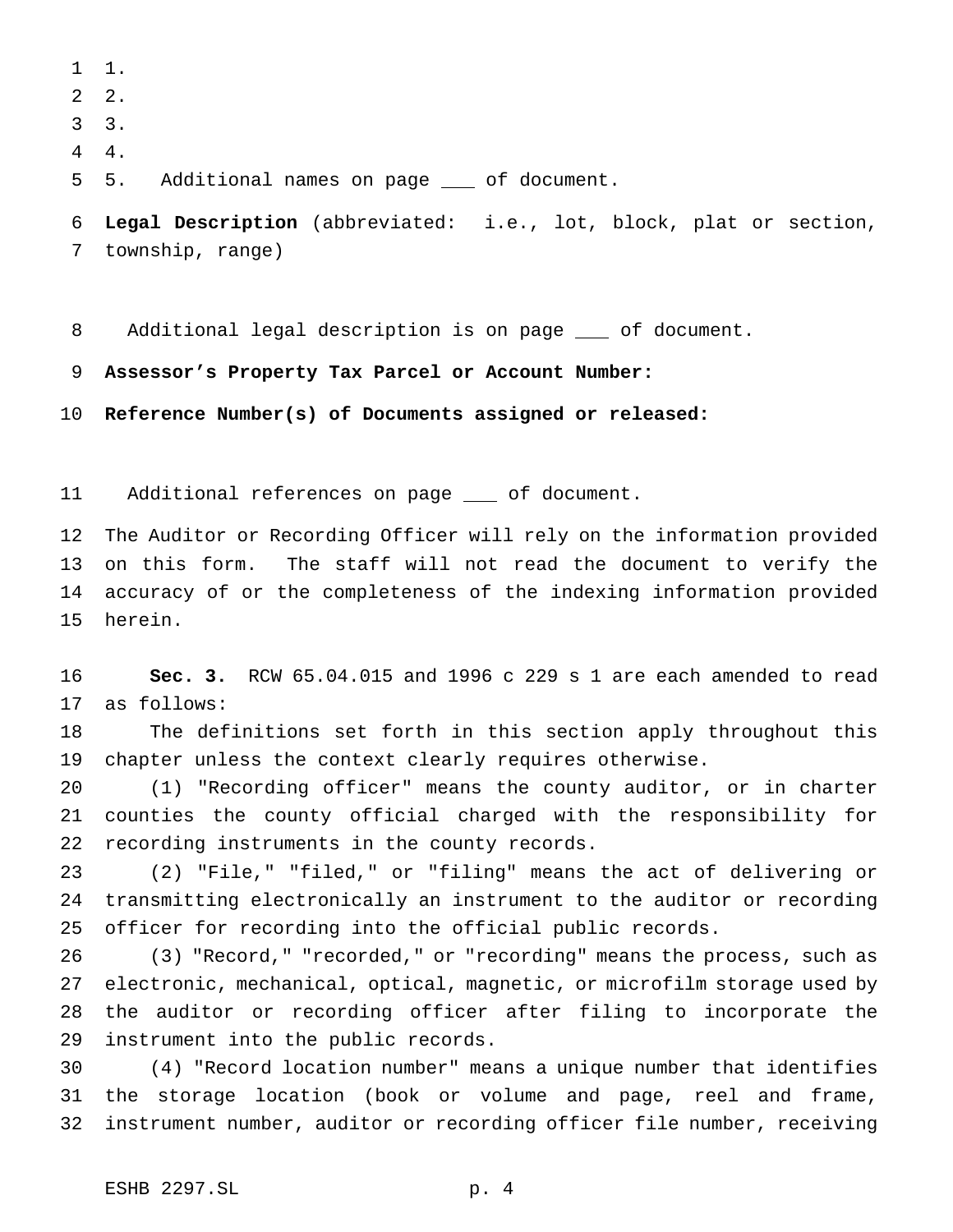1.
2.
3.
4.
5. Additional names on page ___ of document.

**Legal Description** (abbreviated: i.e., lot, block, plat or section, township, range)

Additional legal description is on page ___ of document.

**Assessor's Property Tax Parcel or Account Number:**

**Reference Number(s) of Documents assigned or released:**

Additional references on page ___ of document.

The Auditor or Recording Officer will rely on the information provided on this form. The staff will not read the document to verify the accuracy of or the completeness of the indexing information provided herein.

**Sec. 3.** RCW 65.04.015 and 1996 c 229 s 1 are each amended to read as follows:

The definitions set forth in this section apply throughout this chapter unless the context clearly requires otherwise.

(1) "Recording officer" means the county auditor, or in charter counties the county official charged with the responsibility for recording instruments in the county records.

(2) "File," "filed," or "filing" means the act of delivering or transmitting electronically an instrument to the auditor or recording officer for recording into the official public records.

(3) "Record," "recorded," or "recording" means the process, such as electronic, mechanical, optical, magnetic, or microfilm storage used by the auditor or recording officer after filing to incorporate the instrument into the public records.

(4) "Record location number" means a unique number that identifies the storage location (book or volume and page, reel and frame, instrument number, auditor or recording officer file number, receiving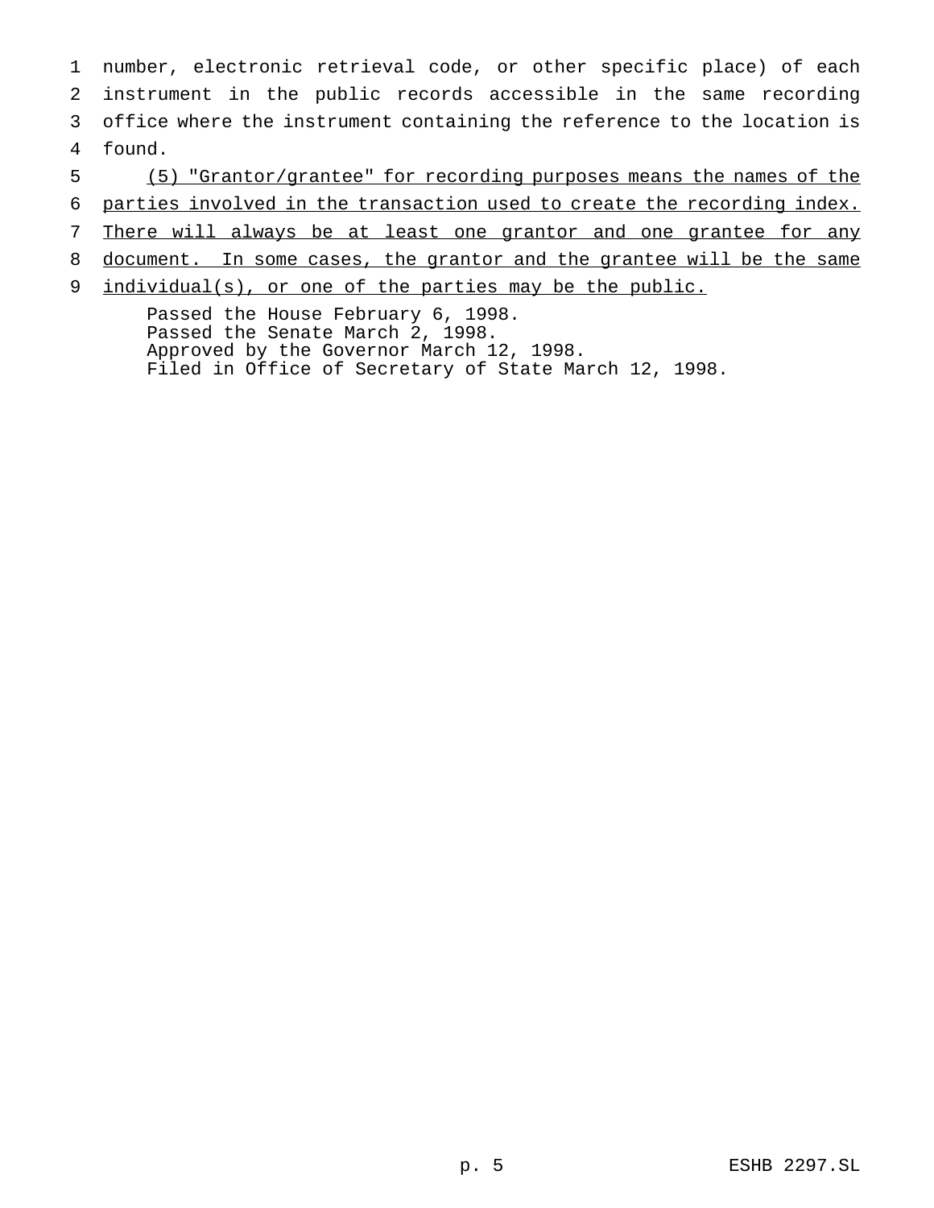number, electronic retrieval code, or other specific place) of each instrument in the public records accessible in the same recording office where the instrument containing the reference to the location is found.

<u>(5) "Grantor/grantee" for recording purposes means the names of the parties involved in the transaction used to create the recording index. There will always be at least one grantor and one grantee for any document. In some cases, the grantor and the grantee will be the same individual(s), or one of the parties may be the public.</u>

Passed the House February 6, 1998.
Passed the Senate March 2, 1998.
Approved by the Governor March 12, 1998.
Filed in Office of Secretary of State March 12, 1998.